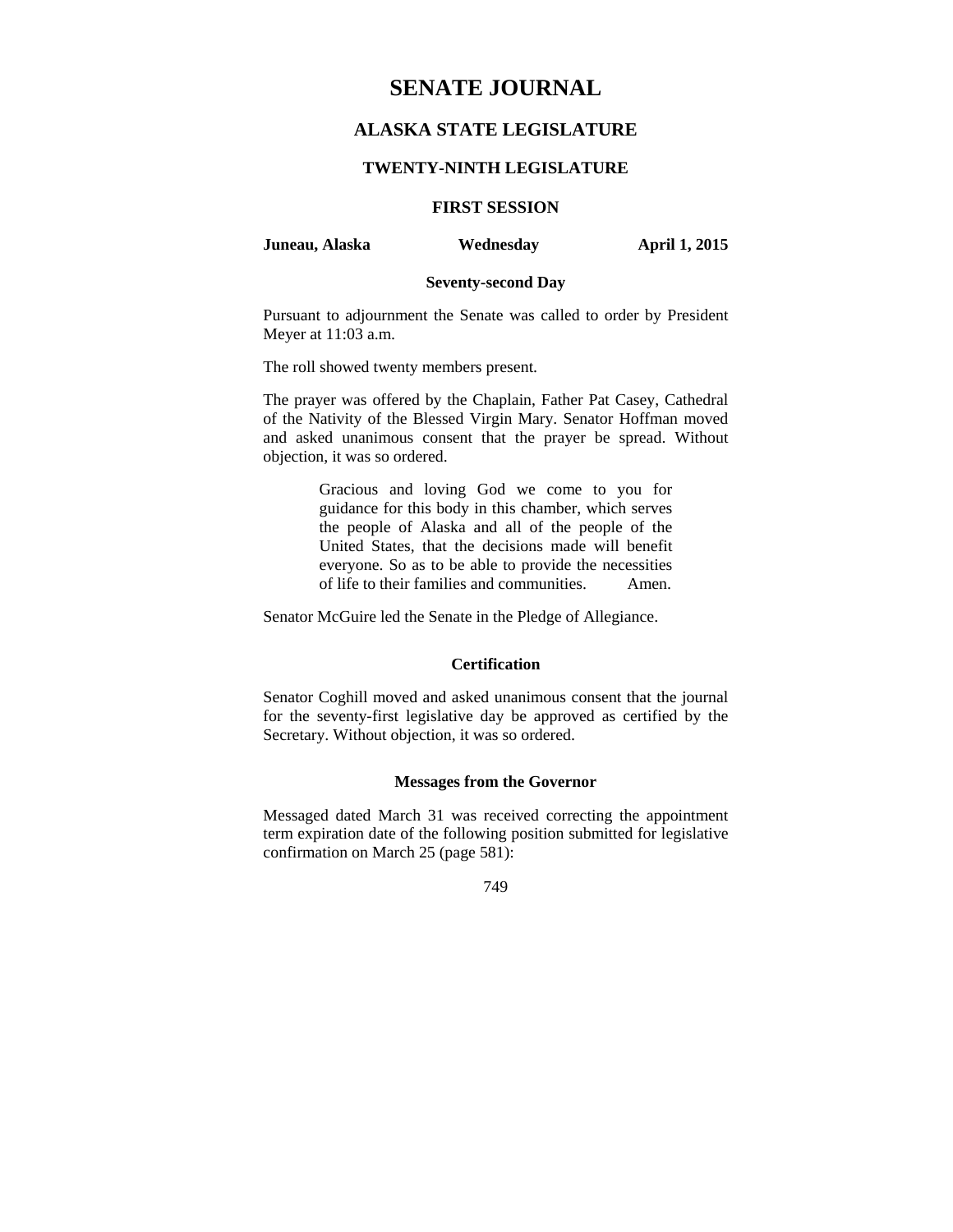# SENATE JOURNAL

## ALASKA STATE LEGISLATURE

### TWENTY-NINTH LEGISLATURE

### FIRST SESSION

**Juneau, Alaska** **Wednesday** **April 1, 2015**

**Seventy-second Day**

Pursuant to adjournment the Senate was called to order by President Meyer at 11:03 a.m.

The roll showed twenty members present.

The prayer was offered by the Chaplain, Father Pat Casey, Cathedral of the Nativity of the Blessed Virgin Mary. Senator Hoffman moved and asked unanimous consent that the prayer be spread. Without objection, it was so ordered.

> Gracious and loving God we come to you for guidance for this body in this chamber, which serves the people of Alaska and all of the people of the United States, that the decisions made will benefit everyone. So as to be able to provide the necessities of life to their families and communities. Amen.

Senator McGuire led the Senate in the Pledge of Allegiance.

**Certification**

Senator Coghill moved and asked unanimous consent that the journal for the seventy-first legislative day be approved as certified by the Secretary. Without objection, it was so ordered.

**Messages from the Governor**

Messaged dated March 31 was received correcting the appointment term expiration date of the following position submitted for legislative confirmation on March 25 (page 581):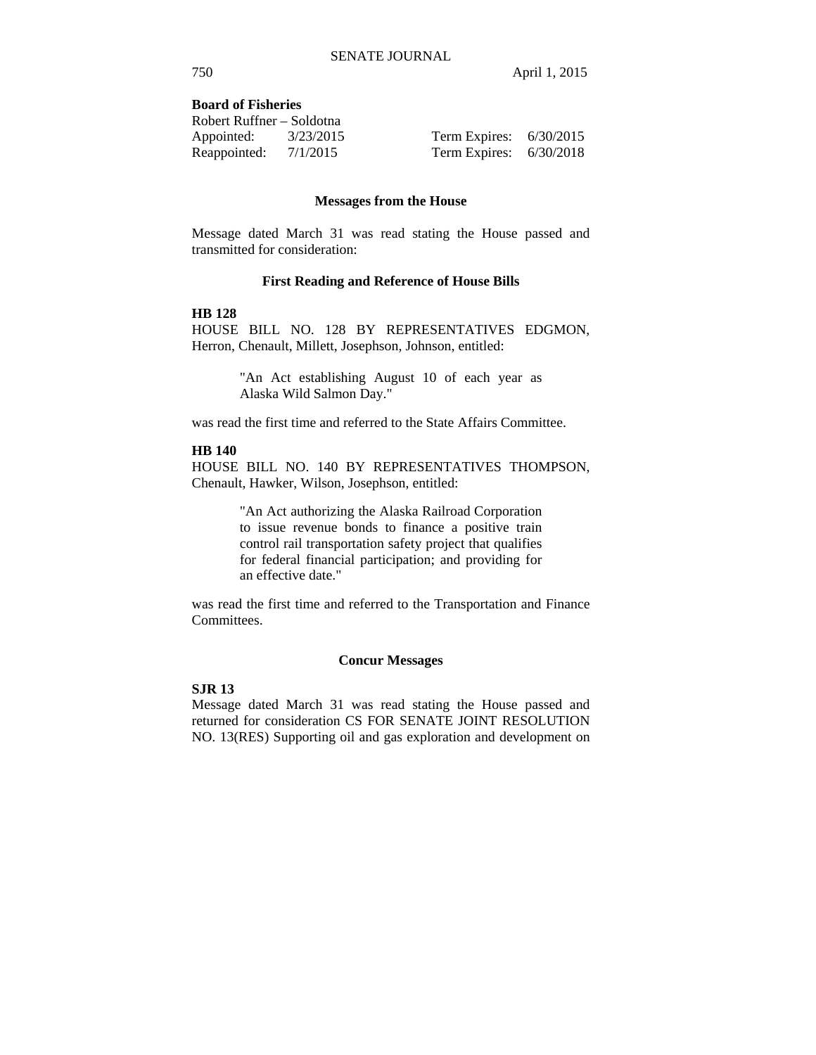**Board of Fisheries**

Robert Ruffner – Soldotna

| | | | |
|---|---|---|---|
| Appointed: | 3/23/2015 | Term Expires: | 6/30/2015 |
| Reappointed: | 7/1/2015 | Term Expires: | 6/30/2018 |

## Messages from the House

Message dated March 31 was read stating the House passed and transmitted for consideration:

### First Reading and Reference of House Bills

**HB 128**

HOUSE BILL NO. 128 BY REPRESENTATIVES EDGMON, Herron, Chenault, Millett, Josephson, Johnson, entitled:

> "An Act establishing August 10 of each year as Alaska Wild Salmon Day."

was read the first time and referred to the State Affairs Committee.

**HB 140**

HOUSE BILL NO. 140 BY REPRESENTATIVES THOMPSON, Chenault, Hawker, Wilson, Josephson, entitled:

> "An Act authorizing the Alaska Railroad Corporation to issue revenue bonds to finance a positive train control rail transportation safety project that qualifies for federal financial participation; and providing for an effective date."

was read the first time and referred to the Transportation and Finance Committees.

## Concur Messages

**SJR 13**

Message dated March 31 was read stating the House passed and returned for consideration CS FOR SENATE JOINT RESOLUTION NO. 13(RES) Supporting oil and gas exploration and development on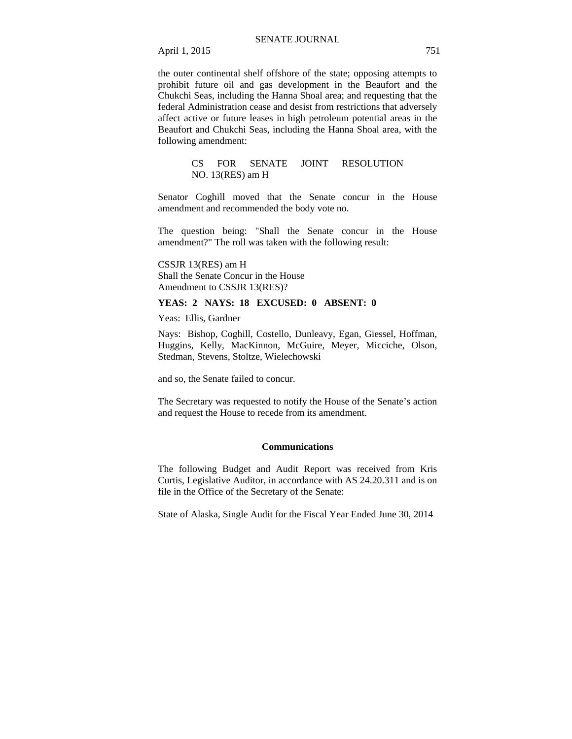the outer continental shelf offshore of the state; opposing attempts to prohibit future oil and gas development in the Beaufort and the Chukchi Seas, including the Hanna Shoal area; and requesting that the federal Administration cease and desist from restrictions that adversely affect active or future leases in high petroleum potential areas in the Beaufort and Chukchi Seas, including the Hanna Shoal area, with the following amendment:

> CS FOR SENATE JOINT RESOLUTION NO. 13(RES) am H

Senator Coghill moved that the Senate concur in the House amendment and recommended the body vote no.

The question being: "Shall the Senate concur in the House amendment?" The roll was taken with the following result:

CSSJR 13(RES) am H
Shall the Senate Concur in the House
Amendment to CSSJR 13(RES)?

**YEAS: 2 NAYS: 18 EXCUSED: 0 ABSENT: 0**

Yeas: Ellis, Gardner

Nays: Bishop, Coghill, Costello, Dunleavy, Egan, Giessel, Hoffman, Huggins, Kelly, MacKinnon, McGuire, Meyer, Micciche, Olson, Stedman, Stevens, Stoltze, Wielechowski

and so, the Senate failed to concur.

The Secretary was requested to notify the House of the Senate's action and request the House to recede from its amendment.

## Communications

The following Budget and Audit Report was received from Kris Curtis, Legislative Auditor, in accordance with AS 24.20.311 and is on file in the Office of the Secretary of the Senate:

State of Alaska, Single Audit for the Fiscal Year Ended June 30, 2014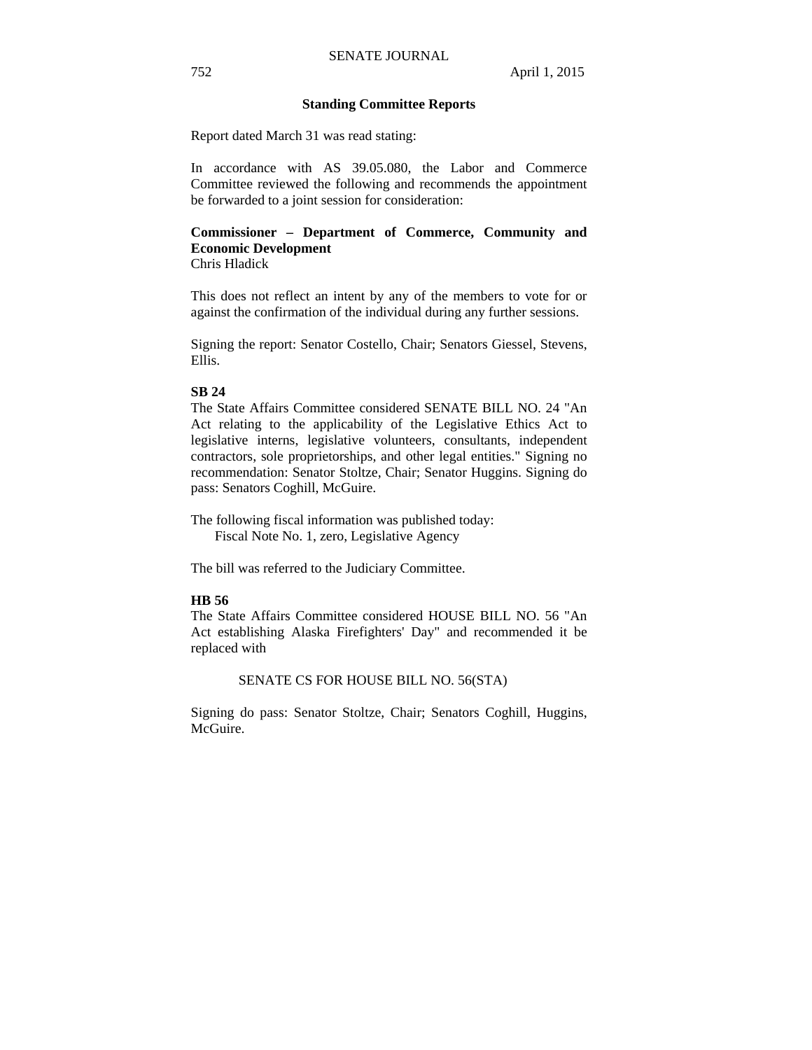## Standing Committee Reports

Report dated March 31 was read stating:

In accordance with AS 39.05.080, the Labor and Commerce Committee reviewed the following and recommends the appointment be forwarded to a joint session for consideration:

**Commissioner – Department of Commerce, Community and Economic Development**
Chris Hladick

This does not reflect an intent by any of the members to vote for or against the confirmation of the individual during any further sessions.

Signing the report: Senator Costello, Chair; Senators Giessel, Stevens, Ellis.

**SB 24**

The State Affairs Committee considered SENATE BILL NO. 24 "An Act relating to the applicability of the Legislative Ethics Act to legislative interns, legislative volunteers, consultants, independent contractors, sole proprietorships, and other legal entities." Signing no recommendation: Senator Stoltze, Chair; Senator Huggins. Signing do pass: Senators Coghill, McGuire.

The following fiscal information was published today:
Fiscal Note No. 1, zero, Legislative Agency

The bill was referred to the Judiciary Committee.

**HB 56**

The State Affairs Committee considered HOUSE BILL NO. 56 "An Act establishing Alaska Firefighters' Day" and recommended it be replaced with

SENATE CS FOR HOUSE BILL NO. 56(STA)

Signing do pass: Senator Stoltze, Chair; Senators Coghill, Huggins, McGuire.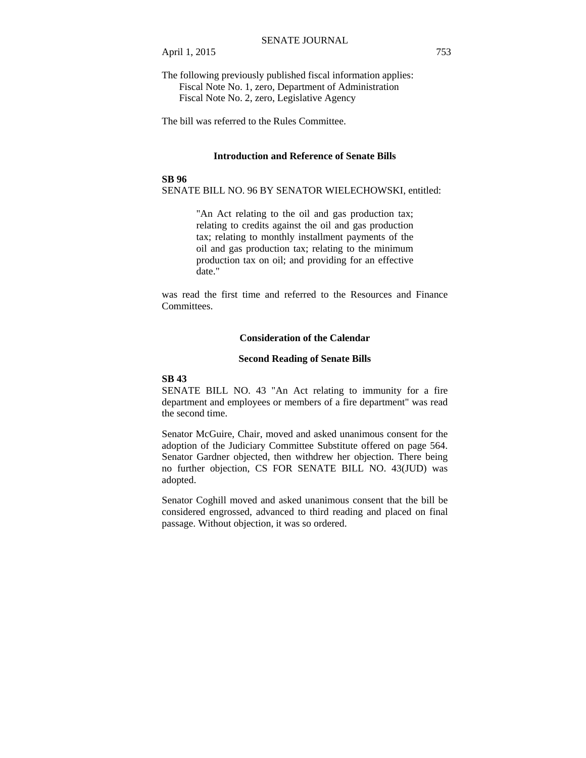The following previously published fiscal information applies:
Fiscal Note No. 1, zero, Department of Administration
Fiscal Note No. 2, zero, Legislative Agency

The bill was referred to the Rules Committee.

## Introduction and Reference of Senate Bills

**SB 96**
SENATE BILL NO. 96 BY SENATOR WIELECHOWSKI, entitled:

> "An Act relating to the oil and gas production tax; relating to credits against the oil and gas production tax; relating to monthly installment payments of the oil and gas production tax; relating to the minimum production tax on oil; and providing for an effective date."

was read the first time and referred to the Resources and Finance Committees.

## Consideration of the Calendar

### Second Reading of Senate Bills

**SB 43**
SENATE BILL NO. 43 "An Act relating to immunity for a fire department and employees or members of a fire department" was read the second time.

Senator McGuire, Chair, moved and asked unanimous consent for the adoption of the Judiciary Committee Substitute offered on page 564. Senator Gardner objected, then withdrew her objection. There being no further objection, CS FOR SENATE BILL NO. 43(JUD) was adopted.

Senator Coghill moved and asked unanimous consent that the bill be considered engrossed, advanced to third reading and placed on final passage. Without objection, it was so ordered.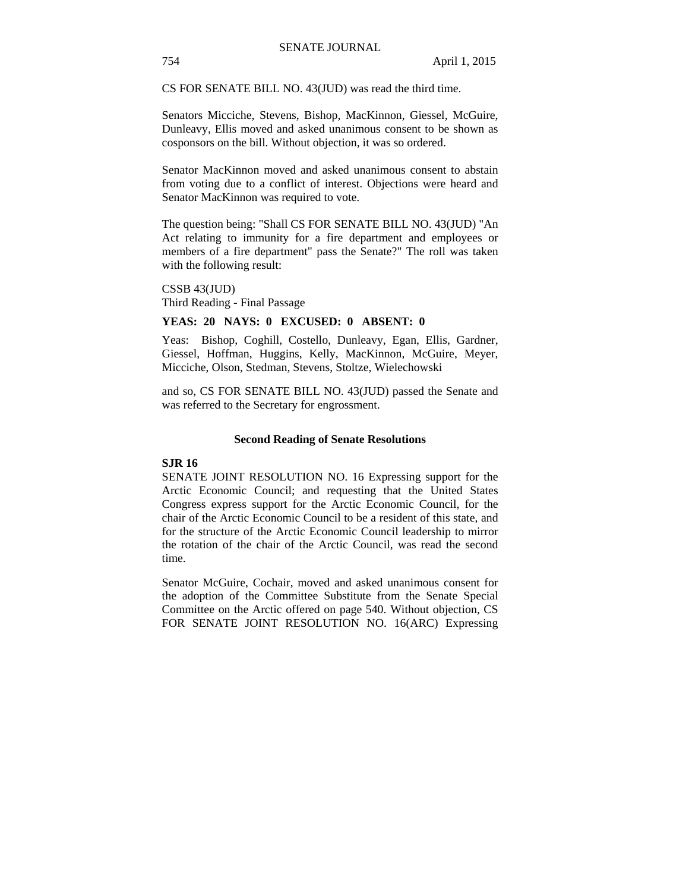CS FOR SENATE BILL NO. 43(JUD) was read the third time.

Senators Micciche, Stevens, Bishop, MacKinnon, Giessel, McGuire, Dunleavy, Ellis moved and asked unanimous consent to be shown as cosponsors on the bill. Without objection, it was so ordered.

Senator MacKinnon moved and asked unanimous consent to abstain from voting due to a conflict of interest. Objections were heard and Senator MacKinnon was required to vote.

The question being: "Shall CS FOR SENATE BILL NO. 43(JUD) "An Act relating to immunity for a fire department and employees or members of a fire department" pass the Senate?" The roll was taken with the following result:

CSSB 43(JUD)
Third Reading - Final Passage

**YEAS: 20 NAYS: 0 EXCUSED: 0 ABSENT: 0**

Yeas: Bishop, Coghill, Costello, Dunleavy, Egan, Ellis, Gardner, Giessel, Hoffman, Huggins, Kelly, MacKinnon, McGuire, Meyer, Micciche, Olson, Stedman, Stevens, Stoltze, Wielechowski

and so, CS FOR SENATE BILL NO. 43(JUD) passed the Senate and was referred to the Secretary for engrossment.

### Second Reading of Senate Resolutions

**SJR 16**

SENATE JOINT RESOLUTION NO. 16 Expressing support for the Arctic Economic Council; and requesting that the United States Congress express support for the Arctic Economic Council, for the chair of the Arctic Economic Council to be a resident of this state, and for the structure of the Arctic Economic Council leadership to mirror the rotation of the chair of the Arctic Council, was read the second time.

Senator McGuire, Cochair, moved and asked unanimous consent for the adoption of the Committee Substitute from the Senate Special Committee on the Arctic offered on page 540. Without objection, CS FOR SENATE JOINT RESOLUTION NO. 16(ARC) Expressing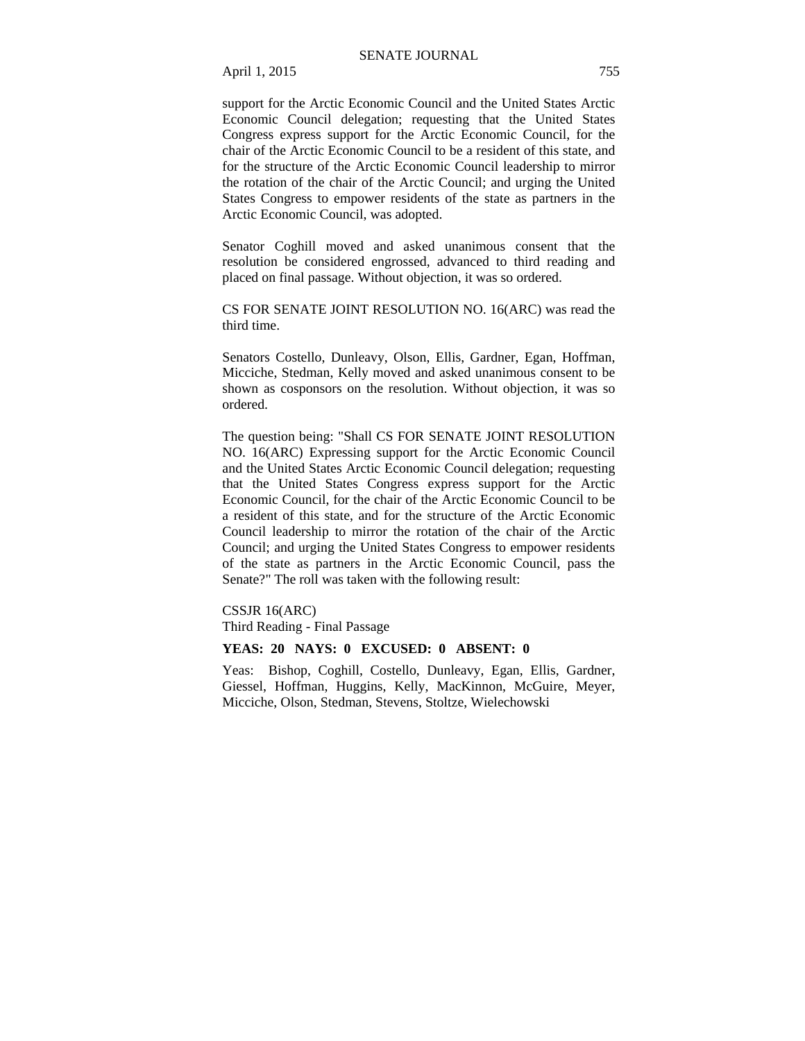support for the Arctic Economic Council and the United States Arctic Economic Council delegation; requesting that the United States Congress express support for the Arctic Economic Council, for the chair of the Arctic Economic Council to be a resident of this state, and for the structure of the Arctic Economic Council leadership to mirror the rotation of the chair of the Arctic Council; and urging the United States Congress to empower residents of the state as partners in the Arctic Economic Council, was adopted.

Senator Coghill moved and asked unanimous consent that the resolution be considered engrossed, advanced to third reading and placed on final passage. Without objection, it was so ordered.

CS FOR SENATE JOINT RESOLUTION NO. 16(ARC) was read the third time.

Senators Costello, Dunleavy, Olson, Ellis, Gardner, Egan, Hoffman, Micciche, Stedman, Kelly moved and asked unanimous consent to be shown as cosponsors on the resolution. Without objection, it was so ordered.

The question being: "Shall CS FOR SENATE JOINT RESOLUTION NO. 16(ARC) Expressing support for the Arctic Economic Council and the United States Arctic Economic Council delegation; requesting that the United States Congress express support for the Arctic Economic Council, for the chair of the Arctic Economic Council to be a resident of this state, and for the structure of the Arctic Economic Council leadership to mirror the rotation of the chair of the Arctic Council; and urging the United States Congress to empower residents of the state as partners in the Arctic Economic Council, pass the Senate?" The roll was taken with the following result:

CSSJR 16(ARC)
Third Reading - Final Passage

**YEAS: 20 NAYS: 0 EXCUSED: 0 ABSENT: 0**

Yeas: Bishop, Coghill, Costello, Dunleavy, Egan, Ellis, Gardner, Giessel, Hoffman, Huggins, Kelly, MacKinnon, McGuire, Meyer, Micciche, Olson, Stedman, Stevens, Stoltze, Wielechowski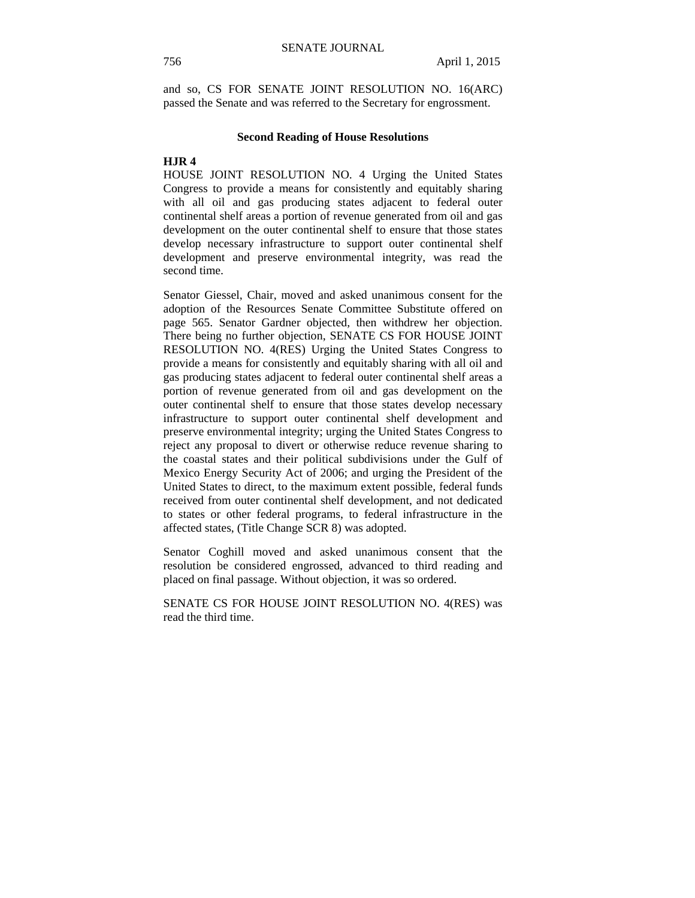and so, CS FOR SENATE JOINT RESOLUTION NO. 16(ARC) passed the Senate and was referred to the Secretary for engrossment.

## Second Reading of House Resolutions

**HJR 4**

HOUSE JOINT RESOLUTION NO. 4 Urging the United States Congress to provide a means for consistently and equitably sharing with all oil and gas producing states adjacent to federal outer continental shelf areas a portion of revenue generated from oil and gas development on the outer continental shelf to ensure that those states develop necessary infrastructure to support outer continental shelf development and preserve environmental integrity, was read the second time.

Senator Giessel, Chair, moved and asked unanimous consent for the adoption of the Resources Senate Committee Substitute offered on page 565. Senator Gardner objected, then withdrew her objection. There being no further objection, SENATE CS FOR HOUSE JOINT RESOLUTION NO. 4(RES) Urging the United States Congress to provide a means for consistently and equitably sharing with all oil and gas producing states adjacent to federal outer continental shelf areas a portion of revenue generated from oil and gas development on the outer continental shelf to ensure that those states develop necessary infrastructure to support outer continental shelf development and preserve environmental integrity; urging the United States Congress to reject any proposal to divert or otherwise reduce revenue sharing to the coastal states and their political subdivisions under the Gulf of Mexico Energy Security Act of 2006; and urging the President of the United States to direct, to the maximum extent possible, federal funds received from outer continental shelf development, and not dedicated to states or other federal programs, to federal infrastructure in the affected states, (Title Change SCR 8) was adopted.

Senator Coghill moved and asked unanimous consent that the resolution be considered engrossed, advanced to third reading and placed on final passage. Without objection, it was so ordered.

SENATE CS FOR HOUSE JOINT RESOLUTION NO. 4(RES) was read the third time.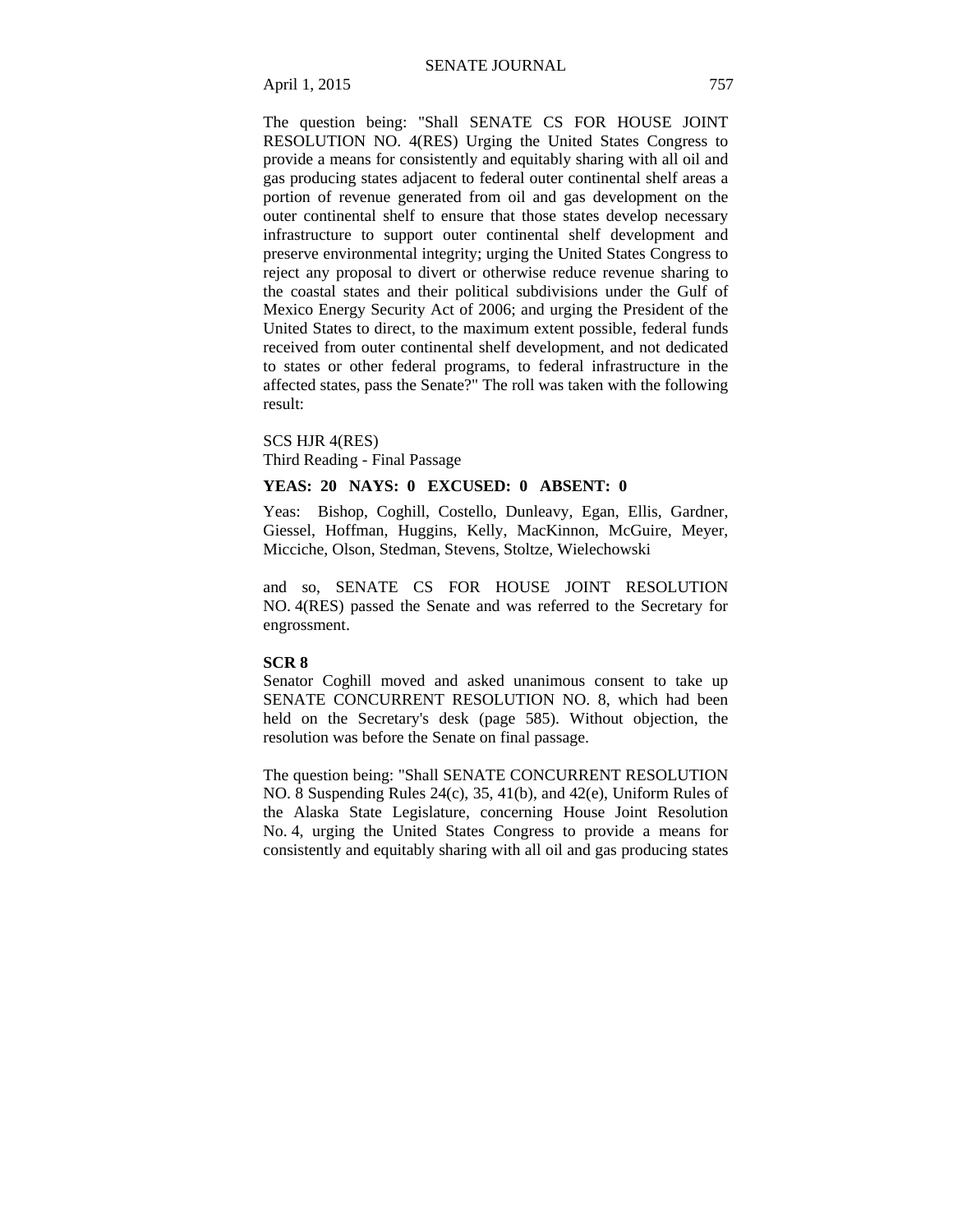The question being: "Shall SENATE CS FOR HOUSE JOINT RESOLUTION NO. 4(RES) Urging the United States Congress to provide a means for consistently and equitably sharing with all oil and gas producing states adjacent to federal outer continental shelf areas a portion of revenue generated from oil and gas development on the outer continental shelf to ensure that those states develop necessary infrastructure to support outer continental shelf development and preserve environmental integrity; urging the United States Congress to reject any proposal to divert or otherwise reduce revenue sharing to the coastal states and their political subdivisions under the Gulf of Mexico Energy Security Act of 2006; and urging the President of the United States to direct, to the maximum extent possible, federal funds received from outer continental shelf development, and not dedicated to states or other federal programs, to federal infrastructure in the affected states, pass the Senate?" The roll was taken with the following result:

SCS HJR 4(RES)
Third Reading - Final Passage

**YEAS: 20 NAYS: 0 EXCUSED: 0 ABSENT: 0**

Yeas: Bishop, Coghill, Costello, Dunleavy, Egan, Ellis, Gardner, Giessel, Hoffman, Huggins, Kelly, MacKinnon, McGuire, Meyer, Micciche, Olson, Stedman, Stevens, Stoltze, Wielechowski

and so, SENATE CS FOR HOUSE JOINT RESOLUTION NO. 4(RES) passed the Senate and was referred to the Secretary for engrossment.

**SCR 8**

Senator Coghill moved and asked unanimous consent to take up SENATE CONCURRENT RESOLUTION NO. 8, which had been held on the Secretary's desk (page 585). Without objection, the resolution was before the Senate on final passage.

The question being: "Shall SENATE CONCURRENT RESOLUTION NO. 8 Suspending Rules 24(c), 35, 41(b), and 42(e), Uniform Rules of the Alaska State Legislature, concerning House Joint Resolution No. 4, urging the United States Congress to provide a means for consistently and equitably sharing with all oil and gas producing states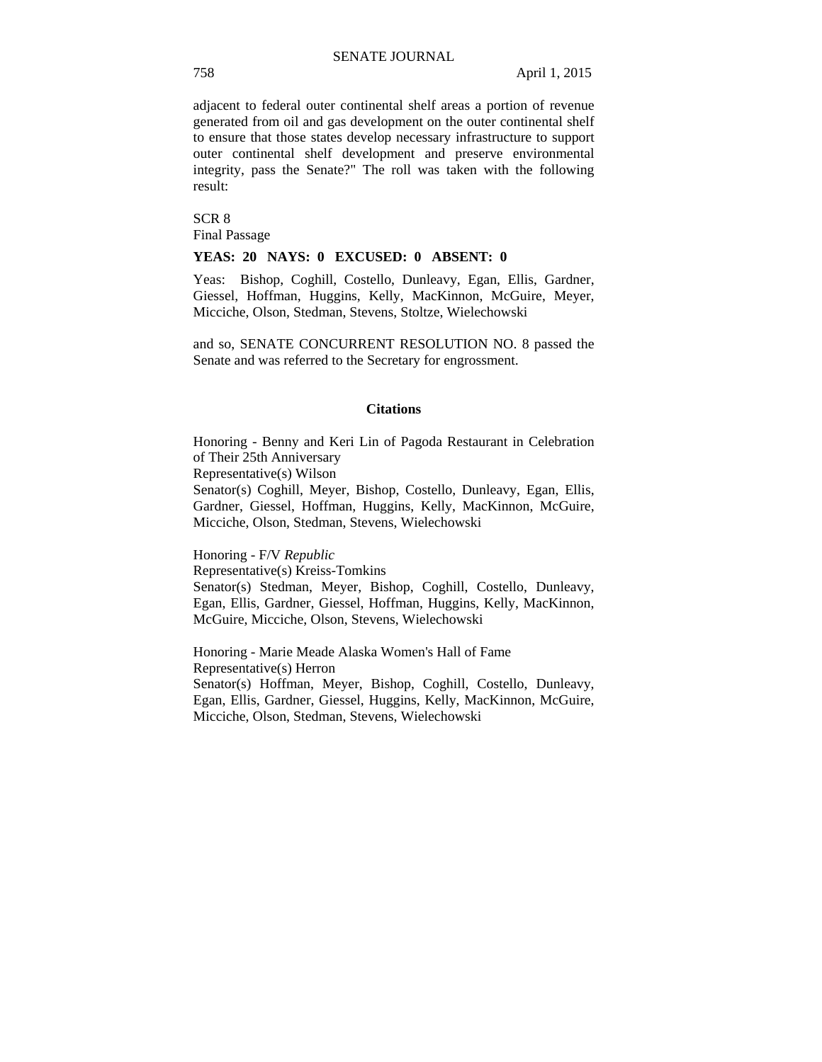adjacent to federal outer continental shelf areas a portion of revenue generated from oil and gas development on the outer continental shelf to ensure that those states develop necessary infrastructure to support outer continental shelf development and preserve environmental integrity, pass the Senate?" The roll was taken with the following result:

SCR 8
Final Passage

**YEAS: 20 NAYS: 0 EXCUSED: 0 ABSENT: 0**

Yeas: Bishop, Coghill, Costello, Dunleavy, Egan, Ellis, Gardner, Giessel, Hoffman, Huggins, Kelly, MacKinnon, McGuire, Meyer, Micciche, Olson, Stedman, Stevens, Stoltze, Wielechowski

and so, SENATE CONCURRENT RESOLUTION NO. 8 passed the Senate and was referred to the Secretary for engrossment.

## Citations

Honoring - Benny and Keri Lin of Pagoda Restaurant in Celebration of Their 25th Anniversary
Representative(s) Wilson
Senator(s) Coghill, Meyer, Bishop, Costello, Dunleavy, Egan, Ellis, Gardner, Giessel, Hoffman, Huggins, Kelly, MacKinnon, McGuire, Micciche, Olson, Stedman, Stevens, Wielechowski

Honoring - F/V *Republic*
Representative(s) Kreiss-Tomkins
Senator(s) Stedman, Meyer, Bishop, Coghill, Costello, Dunleavy, Egan, Ellis, Gardner, Giessel, Hoffman, Huggins, Kelly, MacKinnon, McGuire, Micciche, Olson, Stevens, Wielechowski

Honoring - Marie Meade Alaska Women's Hall of Fame
Representative(s) Herron
Senator(s) Hoffman, Meyer, Bishop, Coghill, Costello, Dunleavy, Egan, Ellis, Gardner, Giessel, Huggins, Kelly, MacKinnon, McGuire, Micciche, Olson, Stedman, Stevens, Wielechowski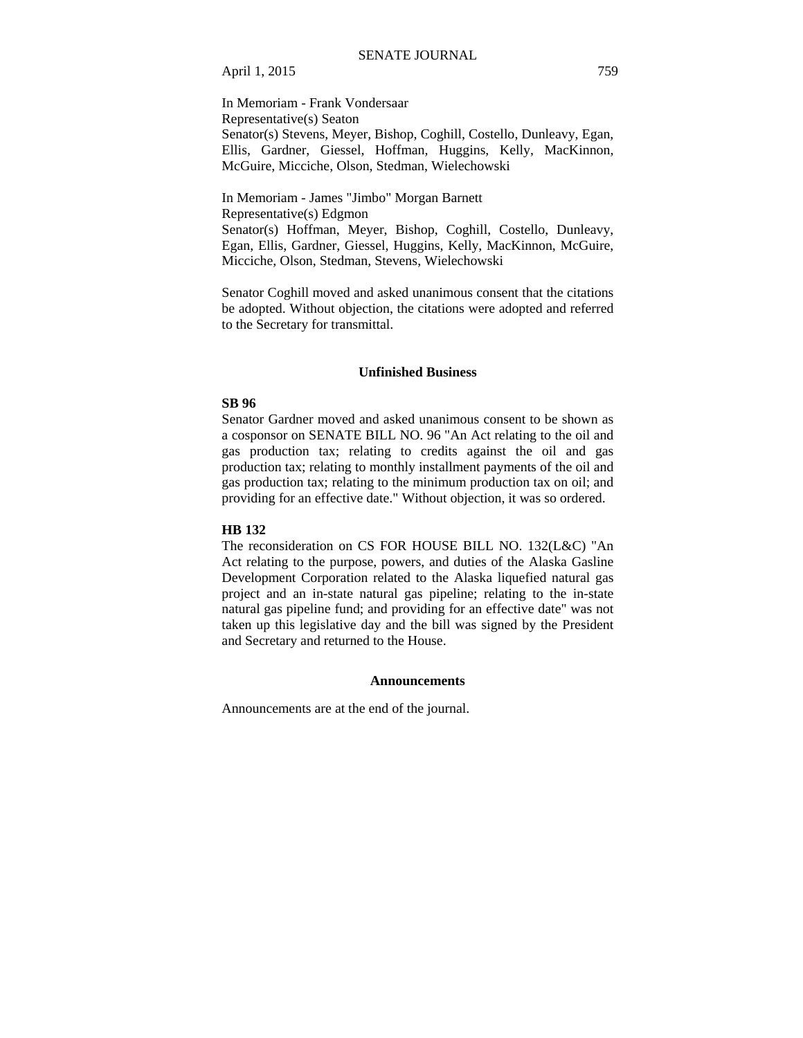In Memoriam - Frank Vondersaar
Representative(s) Seaton
Senator(s) Stevens, Meyer, Bishop, Coghill, Costello, Dunleavy, Egan, Ellis, Gardner, Giessel, Hoffman, Huggins, Kelly, MacKinnon, McGuire, Micciche, Olson, Stedman, Wielechowski

In Memoriam - James "Jimbo" Morgan Barnett
Representative(s) Edgmon
Senator(s) Hoffman, Meyer, Bishop, Coghill, Costello, Dunleavy, Egan, Ellis, Gardner, Giessel, Huggins, Kelly, MacKinnon, McGuire, Micciche, Olson, Stedman, Stevens, Wielechowski

Senator Coghill moved and asked unanimous consent that the citations be adopted. Without objection, the citations were adopted and referred to the Secretary for transmittal.

## Unfinished Business

**SB 96**

Senator Gardner moved and asked unanimous consent to be shown as a cosponsor on SENATE BILL NO. 96 "An Act relating to the oil and gas production tax; relating to credits against the oil and gas production tax; relating to monthly installment payments of the oil and gas production tax; relating to the minimum production tax on oil; and providing for an effective date." Without objection, it was so ordered.

**HB 132**

The reconsideration on CS FOR HOUSE BILL NO. 132(L&C) "An Act relating to the purpose, powers, and duties of the Alaska Gasline Development Corporation related to the Alaska liquefied natural gas project and an in-state natural gas pipeline; relating to the in-state natural gas pipeline fund; and providing for an effective date" was not taken up this legislative day and the bill was signed by the President and Secretary and returned to the House.

## Announcements

Announcements are at the end of the journal.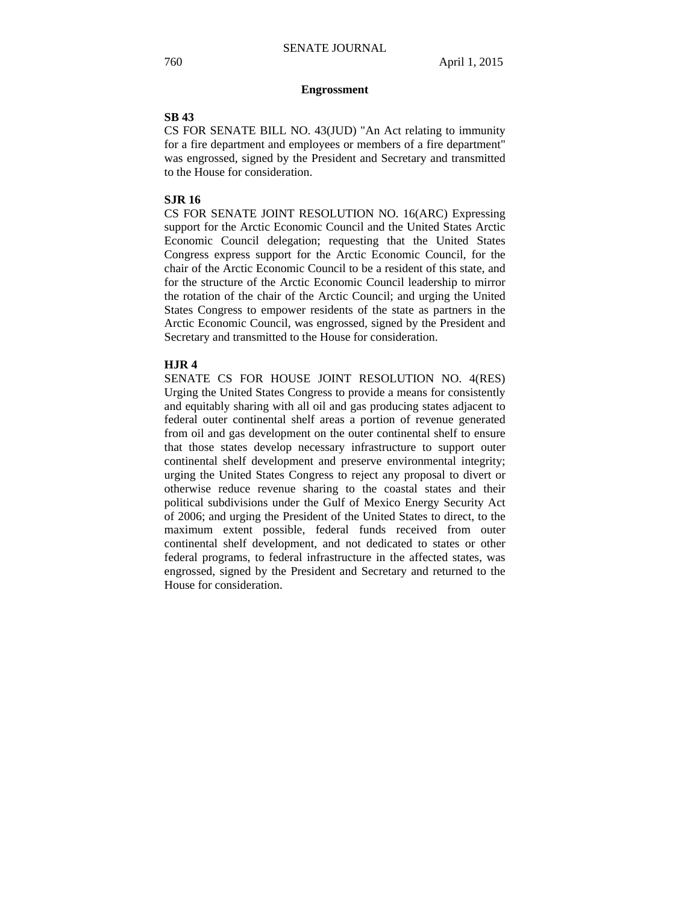## Engrossment

**SB 43**

CS FOR SENATE BILL NO. 43(JUD) "An Act relating to immunity for a fire department and employees or members of a fire department" was engrossed, signed by the President and Secretary and transmitted to the House for consideration.

**SJR 16**

CS FOR SENATE JOINT RESOLUTION NO. 16(ARC) Expressing support for the Arctic Economic Council and the United States Arctic Economic Council delegation; requesting that the United States Congress express support for the Arctic Economic Council, for the chair of the Arctic Economic Council to be a resident of this state, and for the structure of the Arctic Economic Council leadership to mirror the rotation of the chair of the Arctic Council; and urging the United States Congress to empower residents of the state as partners in the Arctic Economic Council, was engrossed, signed by the President and Secretary and transmitted to the House for consideration.

**HJR 4**

SENATE CS FOR HOUSE JOINT RESOLUTION NO. 4(RES) Urging the United States Congress to provide a means for consistently and equitably sharing with all oil and gas producing states adjacent to federal outer continental shelf areas a portion of revenue generated from oil and gas development on the outer continental shelf to ensure that those states develop necessary infrastructure to support outer continental shelf development and preserve environmental integrity; urging the United States Congress to reject any proposal to divert or otherwise reduce revenue sharing to the coastal states and their political subdivisions under the Gulf of Mexico Energy Security Act of 2006; and urging the President of the United States to direct, to the maximum extent possible, federal funds received from outer continental shelf development, and not dedicated to states or other federal programs, to federal infrastructure in the affected states, was engrossed, signed by the President and Secretary and returned to the House for consideration.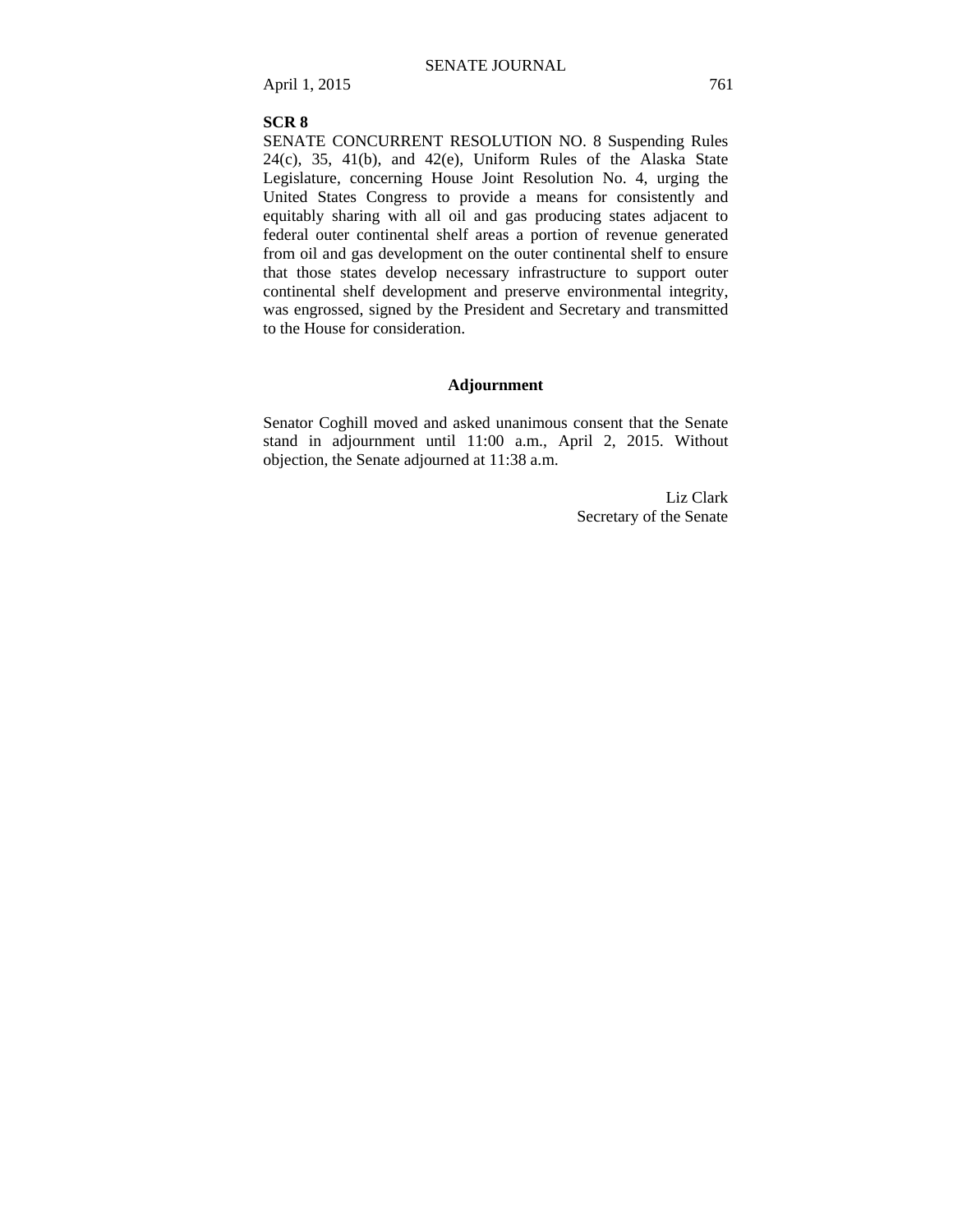**SCR 8**

SENATE CONCURRENT RESOLUTION NO. 8 Suspending Rules 24(c), 35, 41(b), and 42(e), Uniform Rules of the Alaska State Legislature, concerning House Joint Resolution No. 4, urging the United States Congress to provide a means for consistently and equitably sharing with all oil and gas producing states adjacent to federal outer continental shelf areas a portion of revenue generated from oil and gas development on the outer continental shelf to ensure that those states develop necessary infrastructure to support outer continental shelf development and preserve environmental integrity, was engrossed, signed by the President and Secretary and transmitted to the House for consideration.

## Adjournment

Senator Coghill moved and asked unanimous consent that the Senate stand in adjournment until 11:00 a.m., April 2, 2015. Without objection, the Senate adjourned at 11:38 a.m.

Liz Clark
Secretary of the Senate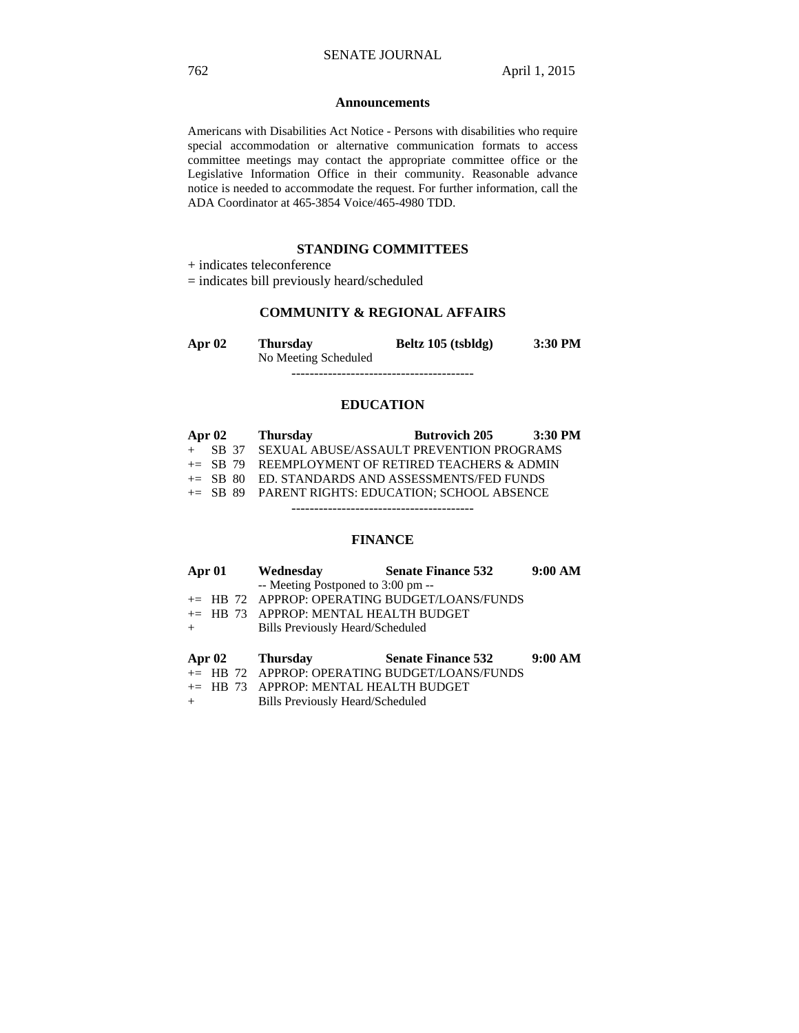### Announcements

Americans with Disabilities Act Notice - Persons with disabilities who require special accommodation or alternative communication formats to access committee meetings may contact the appropriate committee office or the Legislative Information Office in their community. Reasonable advance notice is needed to accommodate the request. For further information, call the ADA Coordinator at 465-3854 Voice/465-4980 TDD.

## STANDING COMMITTEES

+ indicates teleconference
= indicates bill previously heard/scheduled

### COMMUNITY & REGIONAL AFFAIRS

| **Apr 02** | **Thursday** | **Beltz 105 (tsbldg)** | **3:30 PM** |
|---|---|---|---|
| | No Meeting Scheduled | | |

----------------------------------------

### EDUCATION

| **Apr 02** | **Thursday** | **Butrovich 205** | **3:30 PM** |
|---|---|---|---|
| + SB 37 | SEXUAL ABUSE/ASSAULT PREVENTION PROGRAMS | | |
| += SB 79 | REEMPLOYMENT OF RETIRED TEACHERS & ADMIN | | |
| += SB 80 | ED. STANDARDS AND ASSESSMENTS/FED FUNDS | | |
| += SB 89 | PARENT RIGHTS: EDUCATION; SCHOOL ABSENCE | | |

----------------------------------------

### FINANCE

| **Apr 01** | **Wednesday** | **Senate Finance 532** | **9:00 AM** |
|---|---|---|---|
| | -- Meeting Postponed to 3:00 pm -- | | |
| += HB 72 | APPROP: OPERATING BUDGET/LOANS/FUNDS | | |
| += HB 73 | APPROP: MENTAL HEALTH BUDGET | | |
| + | Bills Previously Heard/Scheduled | | |

| **Apr 02** | **Thursday** | **Senate Finance 532** | **9:00 AM** |
|---|---|---|---|
| += HB 72 | APPROP: OPERATING BUDGET/LOANS/FUNDS | | |
| += HB 73 | APPROP: MENTAL HEALTH BUDGET | | |
| + | Bills Previously Heard/Scheduled | | |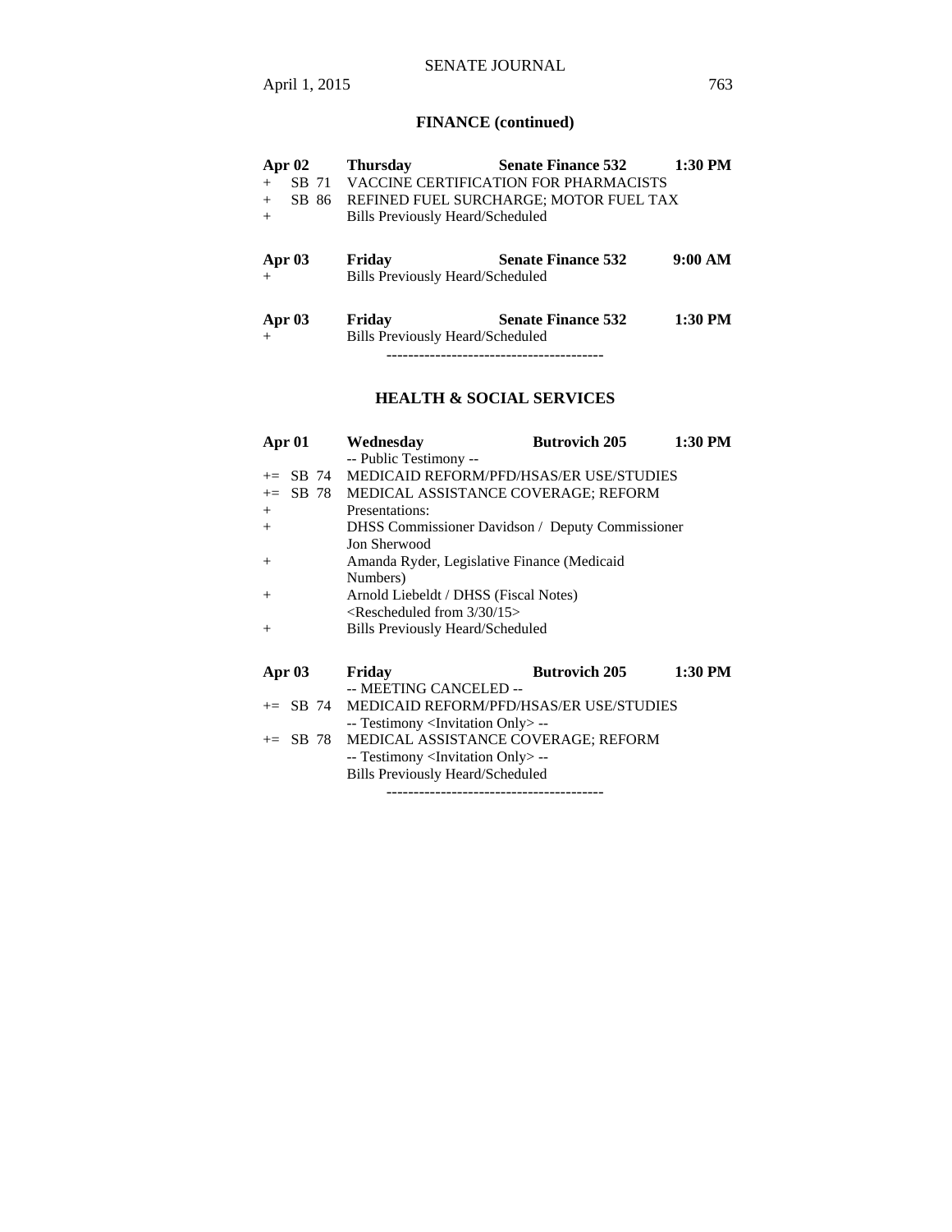## FINANCE (continued)

| | | | |
|---|---|---|---|
| **Apr 02** | **Thursday** | **Senate Finance 532** | **1:30 PM** |
| + SB 71 | VACCINE CERTIFICATION FOR PHARMACISTS | | |
| + SB 86 | REFINED FUEL SURCHARGE; MOTOR FUEL TAX | | |
| + | Bills Previously Heard/Scheduled | | |

| | | | |
|---|---|---|---|
| **Apr 03** | **Friday** | **Senate Finance 532** | **9:00 AM** |
| + | Bills Previously Heard/Scheduled | | |

| | | | |
|---|---|---|---|
| **Apr 03** | **Friday** | **Senate Finance 532** | **1:30 PM** |
| + | Bills Previously Heard/Scheduled | | |

----------------------------------------

## HEALTH & SOCIAL SERVICES

| | | | |
|---|---|---|---|
| **Apr 01** | **Wednesday** | **Butrovich 205** | **1:30 PM** |
| | -- Public Testimony -- | | |
| += SB 74 | MEDICAID REFORM/PFD/HSAS/ER USE/STUDIES | | |
| += SB 78 | MEDICAL ASSISTANCE COVERAGE; REFORM | | |
| + | Presentations: | | |
| + | DHSS Commissioner Davidson / Deputy Commissioner Jon Sherwood | | |
| + | Amanda Ryder, Legislative Finance (Medicaid Numbers) | | |
| + | Arnold Liebeldt / DHSS (Fiscal Notes) | | |
| | <Rescheduled from 3/30/15> | | |
| + | Bills Previously Heard/Scheduled | | |

| | | | |
|---|---|---|---|
| **Apr 03** | **Friday** | **Butrovich 205** | **1:30 PM** |
| | -- MEETING CANCELED -- | | |
| += SB 74 | MEDICAID REFORM/PFD/HSAS/ER USE/STUDIES | | |
| | -- Testimony <Invitation Only> -- | | |
| += SB 78 | MEDICAL ASSISTANCE COVERAGE; REFORM | | |
| | -- Testimony <Invitation Only> -- | | |
| | Bills Previously Heard/Scheduled | | |

----------------------------------------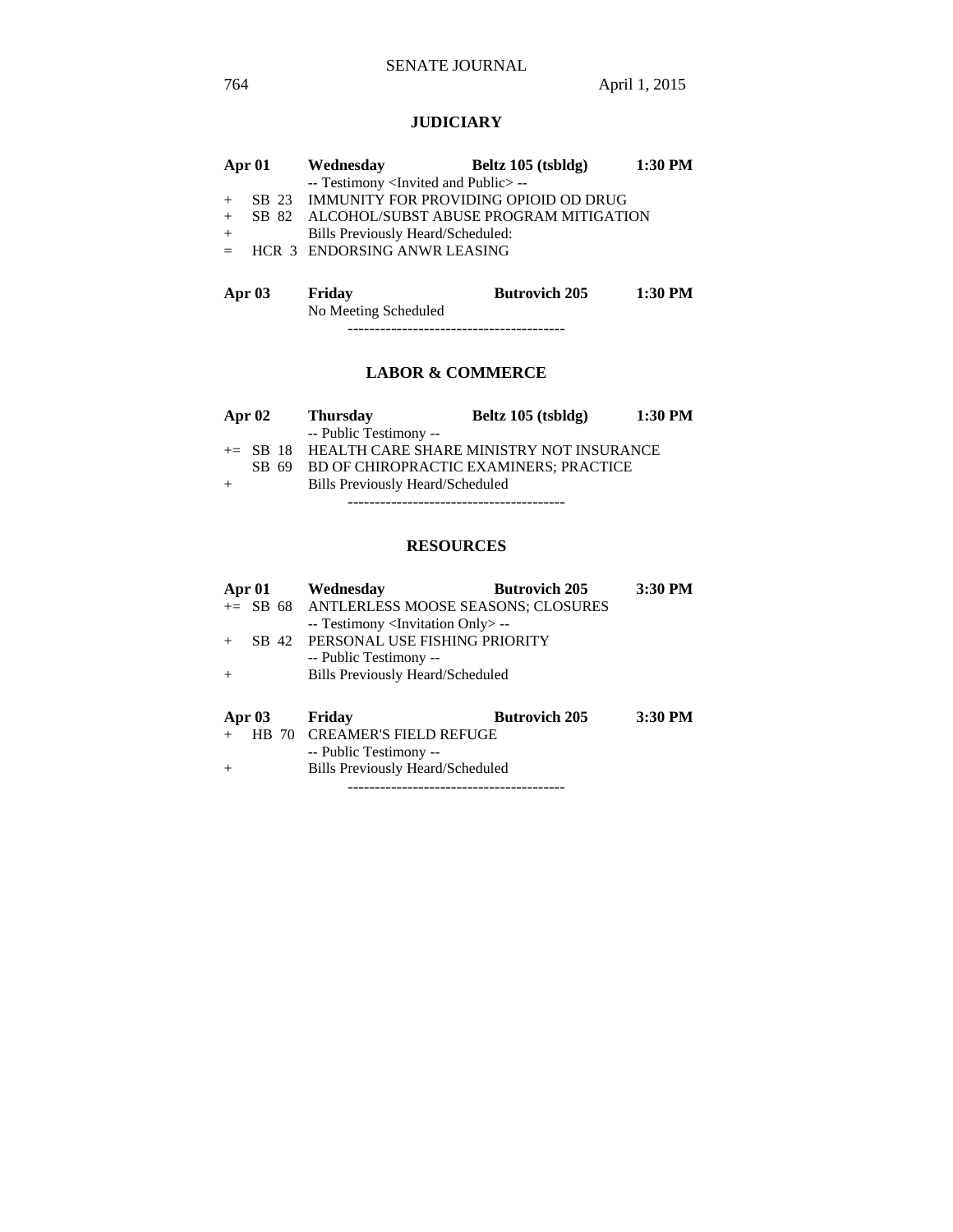## JUDICIARY

| | | | | |
|---|---|---|---|---|
| **Apr 01** | | **Wednesday** | **Beltz 105 (tsbldg)** | **1:30 PM** |
| | | -- Testimony <Invited and Public> -- | | |
| + | SB 23 | IMMUNITY FOR PROVIDING OPIOID OD DRUG | | |
| + | SB 82 | ALCOHOL/SUBST ABUSE PROGRAM MITIGATION | | |
| + | | Bills Previously Heard/Scheduled: | | |
| = | HCR 3 | ENDORSING ANWR LEASING | | |
| | | | | |
| **Apr 03** | | **Friday** | **Butrovich 205** | **1:30 PM** |
| | | No Meeting Scheduled | | |

----------------------------------------

## LABOR & COMMERCE

| | | | | |
|---|---|---|---|---|
| **Apr 02** | | **Thursday** | **Beltz 105 (tsbldg)** | **1:30 PM** |
| | | -- Public Testimony -- | | |
| += | SB 18 | HEALTH CARE SHARE MINISTRY NOT INSURANCE | | |
| | SB 69 | BD OF CHIROPRACTIC EXAMINERS; PRACTICE | | |
| + | | Bills Previously Heard/Scheduled | | |

----------------------------------------

## RESOURCES

| | | | | |
|---|---|---|---|---|
| **Apr 01** | | **Wednesday** | **Butrovich 205** | **3:30 PM** |
| += | SB 68 | ANTLERLESS MOOSE SEASONS; CLOSURES | | |
| | | -- Testimony <Invitation Only> -- | | |
| + | SB 42 | PERSONAL USE FISHING PRIORITY | | |
| | | -- Public Testimony -- | | |
| + | | Bills Previously Heard/Scheduled | | |
| | | | | |
| **Apr 03** | | **Friday** | **Butrovich 205** | **3:30 PM** |
| + | HB 70 | CREAMER'S FIELD REFUGE | | |
| | | -- Public Testimony -- | | |
| + | | Bills Previously Heard/Scheduled | | |

----------------------------------------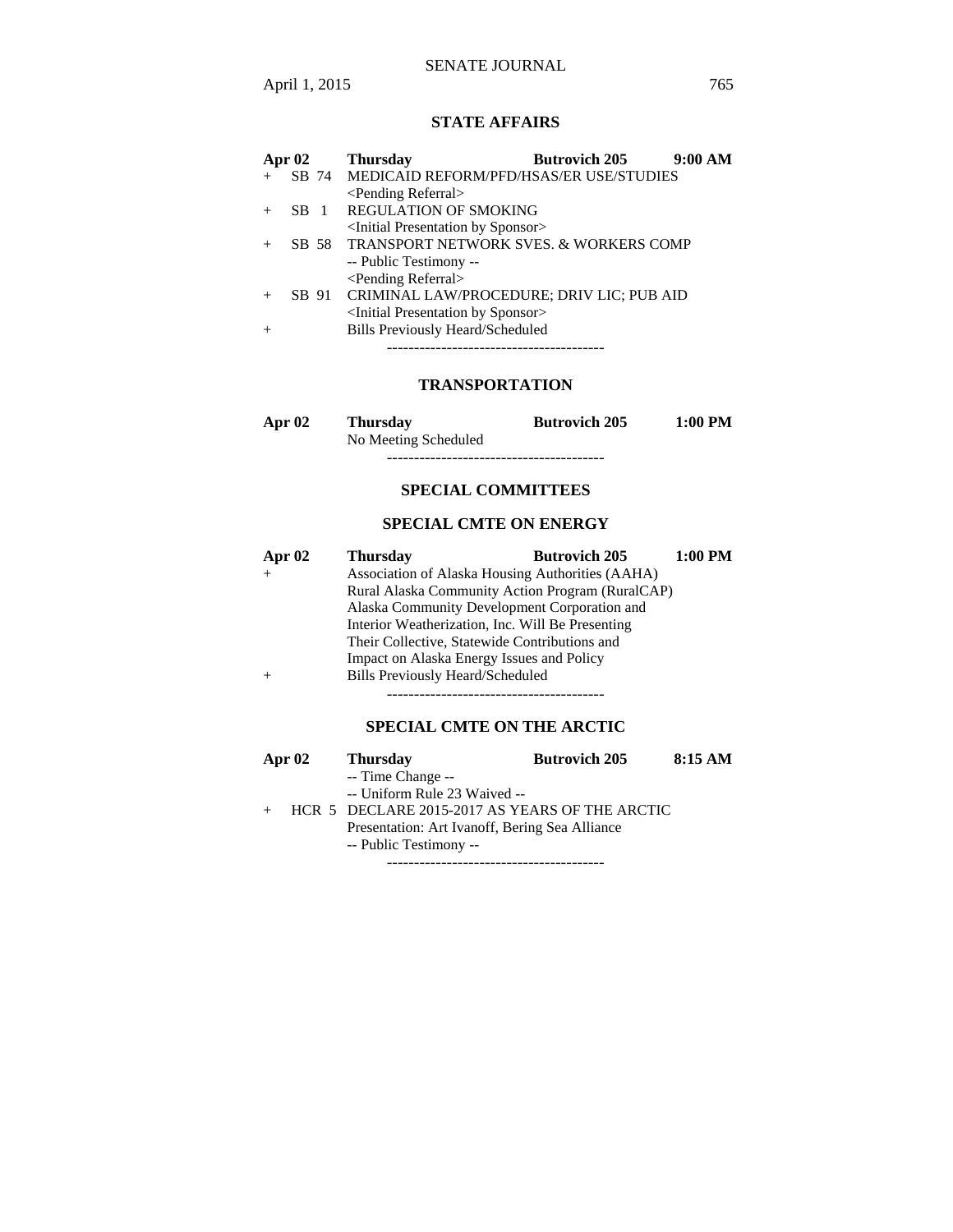## STATE AFFAIRS

| Apr 02 | | Thursday | Butrovich 205 | 9:00 AM |
|---|---|---|---|---|
| + | SB 74 | MEDICAID REFORM/PFD/HSAS/ER USE/STUDIES | | |
| | | <Pending Referral> | | |
| + | SB 1 | REGULATION OF SMOKING | | |
| | | <Initial Presentation by Sponsor> | | |
| + | SB 58 | TRANSPORT NETWORK SVES. & WORKERS COMP | | |
| | | -- Public Testimony -- | | |
| | | <Pending Referral> | | |
| + | SB 91 | CRIMINAL LAW/PROCEDURE; DRIV LIC; PUB AID | | |
| | | <Initial Presentation by Sponsor> | | |
| + | | Bills Previously Heard/Scheduled | | |

----------------------------------------

## TRANSPORTATION

| Apr 02 | Thursday | Butrovich 205 | 1:00 PM |
|---|---|---|---|
| | No Meeting Scheduled | | |

----------------------------------------

## SPECIAL COMMITTEES

### SPECIAL CMTE ON ENERGY

| Apr 02 | Thursday | Butrovich 205 | 1:00 PM |
|---|---|---|---|
| + | Association of Alaska Housing Authorities (AAHA) Rural Alaska Community Action Program (RuralCAP) Alaska Community Development Corporation and Interior Weatherization, Inc. Will Be Presenting Their Collective, Statewide Contributions and Impact on Alaska Energy Issues and Policy | | |
| + | Bills Previously Heard/Scheduled | | |

----------------------------------------

### SPECIAL CMTE ON THE ARCTIC

| Apr 02 | | Thursday | Butrovich 205 | 8:15 AM |
|---|---|---|---|---|
| | | -- Time Change -- | | |
| | | -- Uniform Rule 23 Waived -- | | |
| + | HCR 5 | DECLARE 2015-2017 AS YEARS OF THE ARCTIC | | |
| | | Presentation: Art Ivanoff, Bering Sea Alliance | | |
| | | -- Public Testimony -- | | |

----------------------------------------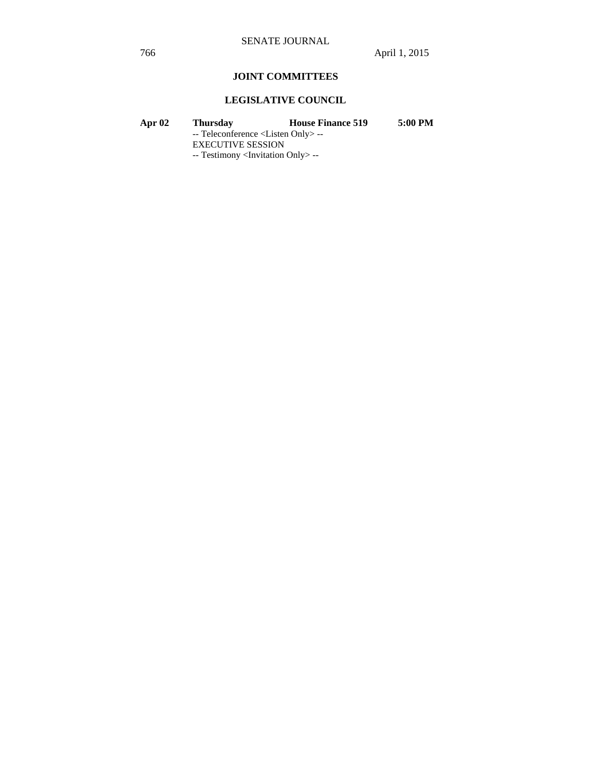## JOINT COMMITTEES

### LEGISLATIVE COUNCIL

| | | | |
|---|---|---|---|
| **Apr 02** | **Thursday** | **House Finance 519** | **5:00 PM** |

-- Teleconference <Listen Only> --
EXECUTIVE SESSION
-- Testimony <Invitation Only> --